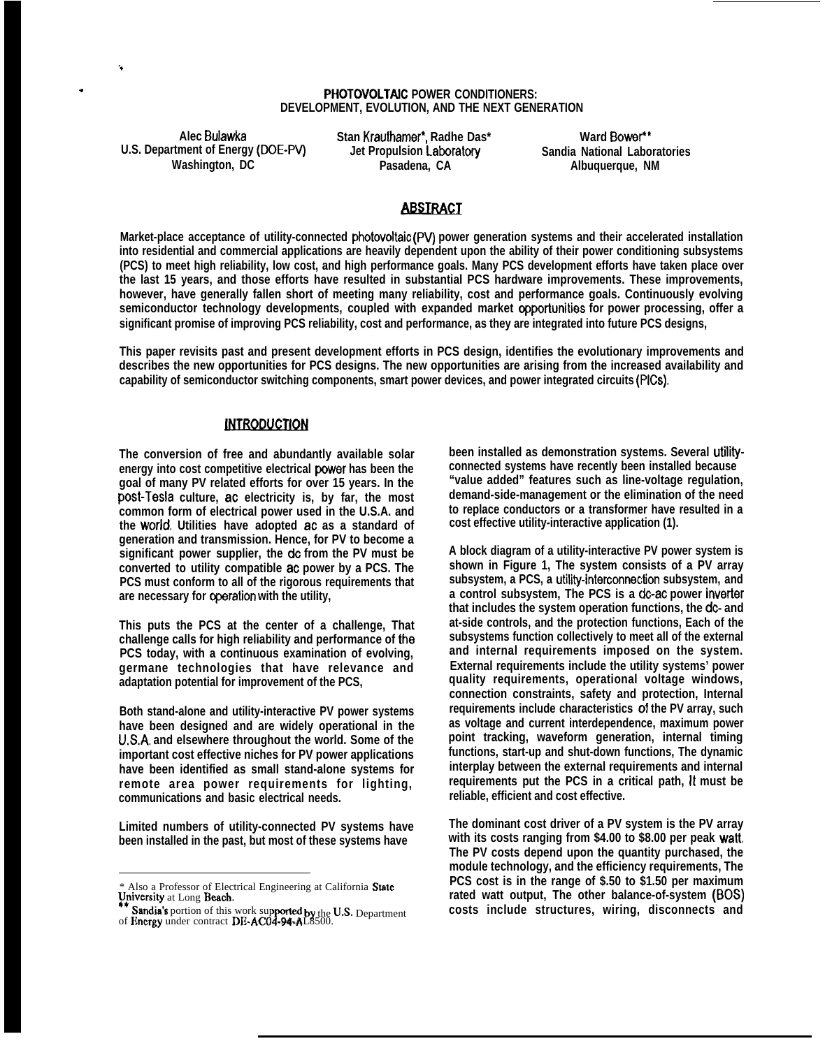# PHOTOVOLTAIC POWER CONDITIONERS: DEVELOPMENT, EVOLUTION, AND THE NEXT GENERATION

Alec Bulawka
U.S. Department of Energy (DOE-PV)
Washington, DC

Stan Krauthamer*, Radhe Das*
Jet Propulsion Laboratory
Pasadena, CA

Ward Bower**
Sandia National Laboratories
Albuquerque, NM

## ABSTRACT

**Market-place acceptance of utility-connected photovoltaic (PV) power generation systems and their accelerated installation into residential and commercial applications are heavily dependent upon the ability of their power conditioning subsystems (PCS) to meet high reliability, low cost, and high performance goals. Many PCS development efforts have taken place over the last 15 years, and those efforts have resulted in substantial PCS hardware improvements. These improvements, however, have generally fallen short of meeting many reliability, cost and performance goals. Continuously evolving semiconductor technology developments, coupled with expanded market opportunities for power processing, offer a significant promise of improving PCS reliability, cost and performance, as they are integrated into future PCS designs,**

**This paper revisits past and present development efforts in PCS design, identifies the evolutionary improvements and describes the new opportunities for PCS designs. The new opportunities are arising from the increased availability and capability of semiconductor switching components, smart power devices, and power integrated circuits (PICs).**

## INTRODUCTION

The conversion of free and abundantly available solar energy into cost competitive electrical power has been the goal of many PV related efforts for over 15 years. In the post-Tesla culture, ac electricity is, by far, the most common form of electrical power used in the U.S.A. and the world. Utilities have adopted ac as a standard of generation and transmission. Hence, for PV to become a significant power supplier, the dc from the PV must be converted to utility compatible ac power by a PCS. The PCS must conform to all of the rigorous requirements that are necessary for operation with the utility,

This puts the PCS at the center of a challenge, That challenge calls for high reliability and performance of the PCS today, with a continuous examination of evolving, germane technologies that have relevance and adaptation potential for improvement of the PCS,

Both stand-alone and utility-interactive PV power systems have been designed and are widely operational in the U.S.A. and elsewhere throughout the world. Some of the important cost effective niches for PV power applications have been identified as small stand-alone systems for remote area power requirements for lighting, communications and basic electrical needs.

Limited numbers of utility-connected PV systems have been installed in the past, but most of these systems have been installed as demonstration systems. Several utility-connected systems have recently been installed because "value added" features such as line-voltage regulation, demand-side-management or the elimination of the need to replace conductors or a transformer have resulted in a cost effective utility-interactive application (1).

A block diagram of a utility-interactive PV power system is shown in Figure 1, The system consists of a PV array subsystem, a PCS, a utility-interconnection subsystem, and a control subsystem, The PCS is a dc-ac power inverter that includes the system operation functions, the dc- and at-side controls, and the protection functions, Each of the subsystems function collectively to meet all of the external and internal requirements imposed on the system. External requirements include the utility systems' power quality requirements, operational voltage windows, connection constraints, safety and protection, Internal requirements include characteristics of the PV array, such as voltage and current interdependence, maximum power point tracking, waveform generation, internal timing functions, start-up and shut-down functions, The dynamic interplay between the external requirements and internal requirements put the PCS in a critical path, It must be reliable, efficient and cost effective.

The dominant cost driver of a PV system is the PV array with its costs ranging from $4.00 to $8.00 per peak watt. The PV costs depend upon the quantity purchased, the module technology, and the efficiency requirements, The PCS cost is in the range of $.50 to $1.50 per maximum rated watt output, The other balance-of-system (BOS) costs include structures, wiring, disconnects and

---

\* Also a Professor of Electrical Engineering at California State University at Long Beach.
\** Sandia's portion of this work supported by the U.S. Department of Energy under contract DE-AC04-94-AL8500.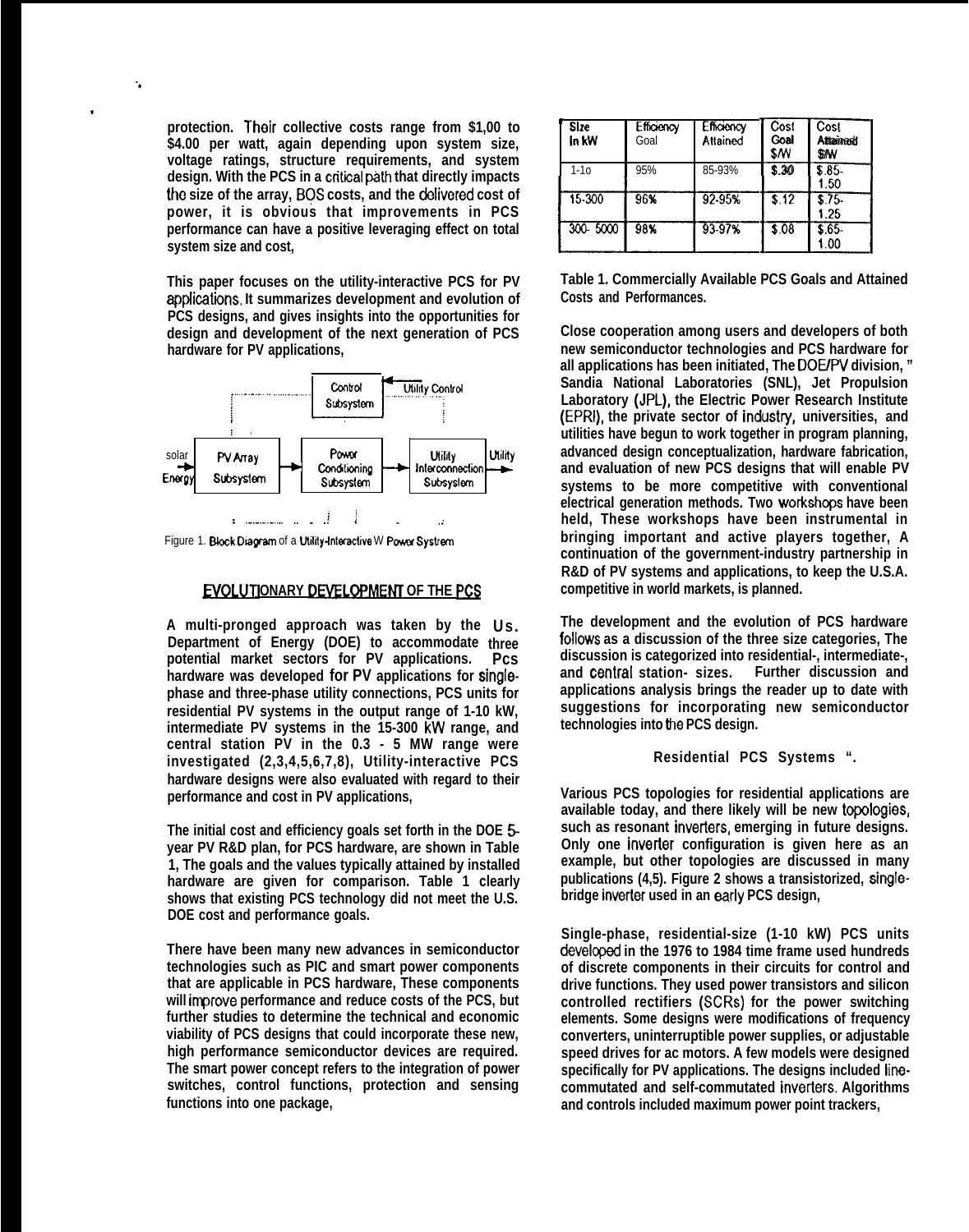protection. Their collective costs range from $1,00 to $4.00 per watt, again depending upon system size, voltage ratings, structure requirements, and system design. With the PCS in a critical path that directly impacts the size of the array, BOS costs, and the delivered cost of power, it is obvious that improvements in PCS performance can have a positive leveraging effect on total system size and cost,

This paper focuses on the utility-interactive PCS for PV applications. It summarizes development and evolution of PCS designs, and gives insights into the opportunities for design and development of the next generation of PCS hardware for PV applications,

Figure 1. Block Diagram of a Utility-Interactive W Power Systrem

## EVOLUTIONARY DEVELOPMENT OF THE PCS

A multi-pronged approach was taken by the Us. Department of Energy (DOE) to accommodate three potential market sectors for PV applications. Pcs hardware was developed for PV applications for single-phase and three-phase utility connections, PCS units for residential PV systems in the output range of 1-10 kW, intermediate PV systems in the 15-300 kW range, and central station PV in the 0.3 - 5 MW range were investigated (2,3,4,5,6,7,8), Utility-interactive PCS hardware designs were also evaluated with regard to their performance and cost in PV applications,

The initial cost and efficiency goals set forth in the DOE 5-year PV R&D plan, for PCS hardware, are shown in Table 1, The goals and the values typically attained by installed hardware are given for comparison. Table 1 clearly shows that existing PCS technology did not meet the U.S. DOE cost and performance goals.

There have been many new advances in semiconductor technologies such as PIC and smart power components that are applicable in PCS hardware, These components will improve performance and reduce costs of the PCS, but further studies to determine the technical and economic viability of PCS designs that could incorporate these new, high performance semiconductor devices are required. The smart power concept refers to the integration of power switches, control functions, protection and sensing functions into one package,

| Size In kW | Efficiency Goal | Efficiency Attained | Cost Goal $/W | Cost Attained $/W |
|---|---|---|---|---|
| 1-1o | 95% | 85-93% | $.30 | $.85-1.50 |
| 15-300 | 96% | 92-95% | $.12 | $.75-1.25 |
| 300- 5000 | 98% | 93-97% | $.08 | $.65-1.00 |

Table 1. Commercially Available PCS Goals and Attained Costs and Performances.

Close cooperation among users and developers of both new semiconductor technologies and PCS hardware for all applications has been initiated, The DOE/PV division, " Sandia National Laboratories (SNL), Jet Propulsion Laboratory (JPL), the Electric Power Research Institute (EPRI), the private sector of industry, universities, and utilities have begun to work together in program planning, advanced design conceptualization, hardware fabrication, and evaluation of new PCS designs that will enable PV systems to be more competitive with conventional electrical generation methods. Two workshops have been held, These workshops have been instrumental in bringing important and active players together, A continuation of the government-industry partnership in R&D of PV systems and applications, to keep the U.S.A. competitive in world markets, is planned.

The development and the evolution of PCS hardware follows as a discussion of the three size categories, The discussion is categorized into residential-, intermediate-, and central station- sizes. Further discussion and applications analysis brings the reader up to date with suggestions for incorporating new semiconductor technologies into the PCS design.

### Residential PCS Systems ".

Various PCS topologies for residential applications are available today, and there likely will be new topologies, such as resonant inverters, emerging in future designs. Only one inverter configuration is given here as an example, but other topologies are discussed in many publications (4,5). Figure 2 shows a transistorized, single-bridge inverter used in an early PCS design,

Single-phase, residential-size (1-10 kW) PCS units developed in the 1976 to 1984 time frame used hundreds of discrete components in their circuits for control and drive functions. They used power transistors and silicon controlled rectifiers (SCRs) for the power switching elements. Some designs were modifications of frequency converters, uninterruptible power supplies, or adjustable speed drives for ac motors. A few models were designed specifically for PV applications. The designs included line-commutated and self-commutated inverters. Algorithms and controls included maximum power point trackers,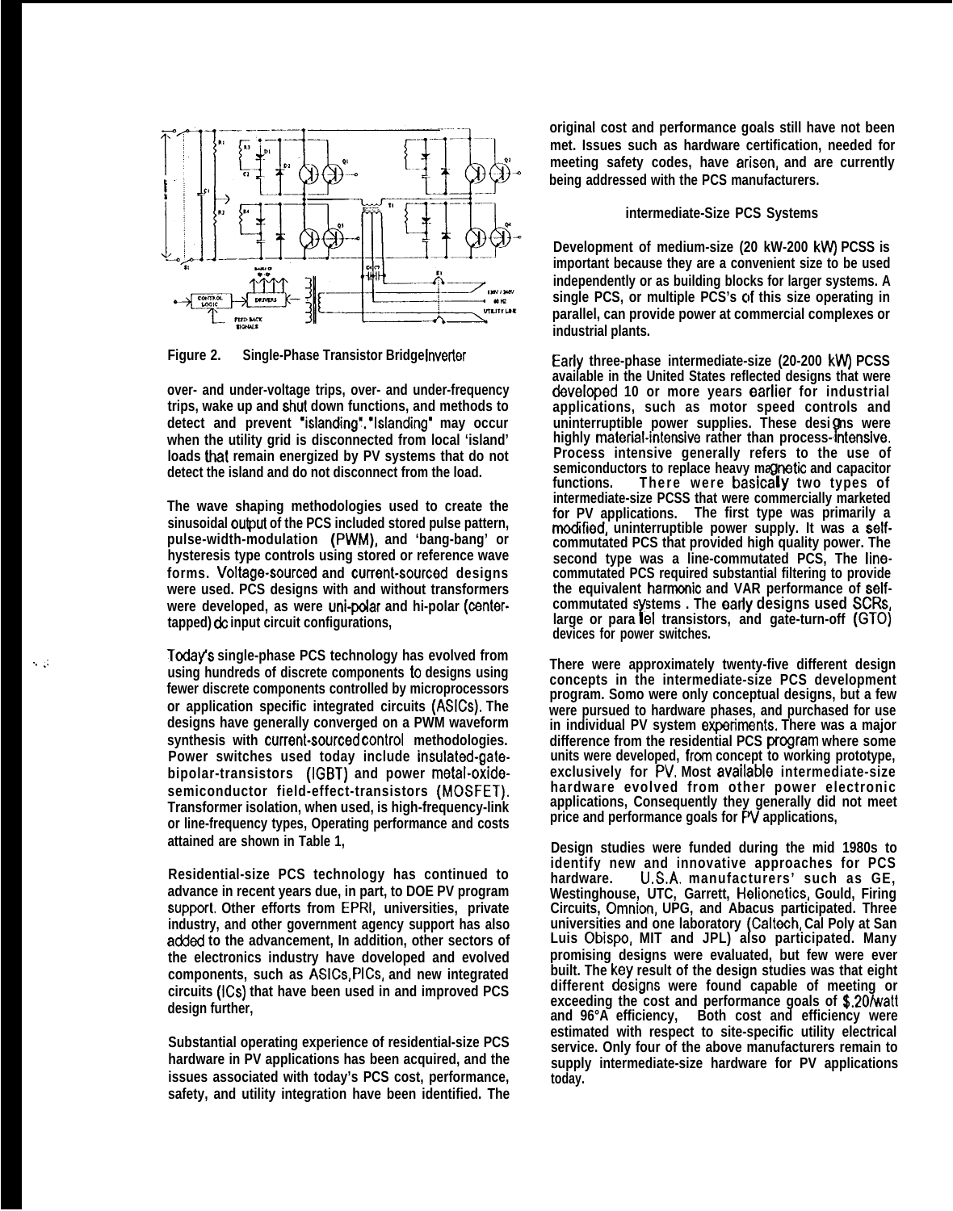Figure 2. Single-Phase Transistor Bridge Inverter

over- and under-voltage trips, over- and under-frequency trips, wake up and shut down functions, and methods to detect and prevent "islanding". "Islanding" may occur when the utility grid is disconnected from local 'island' loads that remain energized by PV systems that do not detect the island and do not disconnect from the load.

The wave shaping methodologies used to create the sinusoidal output of the PCS included stored pulse pattern, pulse-width-modulation (PWM), and 'bang-bang' or hysteresis type controls using stored or reference wave forms. Voltage-sourced and current-sourced designs were used. PCS designs with and without transformers were developed, as were uni-polar and hi-polar (center-tapped) dc input circuit configurations,

Today's single-phase PCS technology has evolved from using hundreds of discrete components to designs using fewer discrete components controlled by microprocessors or application specific integrated circuits (ASICs). The designs have generally converged on a PWM waveform synthesis with current-sourced control methodologies. Power switches used today include insulated-gate-bipolar-transistors (IGBT) and power metal-oxide-semiconductor field-effect-transistors (MOSFET). Transformer isolation, when used, is high-frequency-link or line-frequency types, Operating performance and costs attained are shown in Table 1,

Residential-size PCS technology has continued to advance in recent years due, in part, to DOE PV program support. Other efforts from EPRI, universities, private industry, and other government agency support has also added to the advancement, In addition, other sectors of the electronics industry have doveloped and evolved components, such as ASICs, PICs, and new integrated circuits (ICs) that have been used in and improved PCS design further,

Substantial operating experience of residential-size PCS hardware in PV applications has been acquired, and the issues associated with today's PCS cost, performance, safety, and utility integration have been identified. The original cost and performance goals still have not been met. Issues such as hardware certification, needed for meeting safety codes, have arisen, and are currently being addressed with the PCS manufacturers.

## intermediate-Size PCS Systems

Development of medium-size (20 kW-200 kW) PCSS is important because they are a convenient size to be used independently or as building blocks for larger systems. A single PCS, or multiple PCS's of this size operating in parallel, can provide power at commercial complexes or industrial plants.

Early three-phase intermediate-size (20-200 kW) PCSS available in the United States reflected designs that were developed 10 or more years earlier for industrial applications, such as motor speed controls and uninterruptible power supplies. These designs were highly material-intensive rather than process-intensive. Process intensive generally refers to the use of semiconductors to replace heavy magnetic and capacitor functions. There were basically two types of intermediate-size PCSS that were commercially marketed for PV applications. The first type was primarily a modified, uninterruptible power supply. It was a self-commutated PCS that provided high quality power. The second type was a line-commutated PCS, The line-commutated PCS required substantial filtering to provide the equivalent harmonic and VAR performance of self-commutated systems . The early designs used SCRs, large or parallel transistors, and gate-turn-off (GTO) devices for power switches.

There were approximately twenty-five different design concepts in the intermediate-size PCS development program. Somo were only conceptual designs, but a few were pursued to hardware phases, and purchased for use in individual PV system experiments. There was a major difference from the residential PCS program where some units were developed, from concept to working prototype, exclusively for PV. Most available intermediate-size hardware evolved from other power electronic applications, Consequently they generally did not meet price and performance goals for PV applications,

Design studies were funded during the mid 1980s to identify new and innovative approaches for PCS hardware. U.S.A. manufacturers' such as GE, Westinghouse, UTC, Garrett, Helionetics, Gould, Firing Circuits, Omnion, UPG, and Abacus participated. Three universities and one laboratory (Caltech, Cal Poly at San Luis Obispo, MIT and JPL) also participated. Many promising designs were evaluated, but few were ever built. The key result of the design studies was that eight different designs were found capable of meeting or exceeding the cost and performance goals of $.20/watt and 96°A efficiency, Both cost and efficiency were estimated with respect to site-specific utility electrical service. Only four of the above manufacturers remain to supply intermediate-size hardware for PV applications today.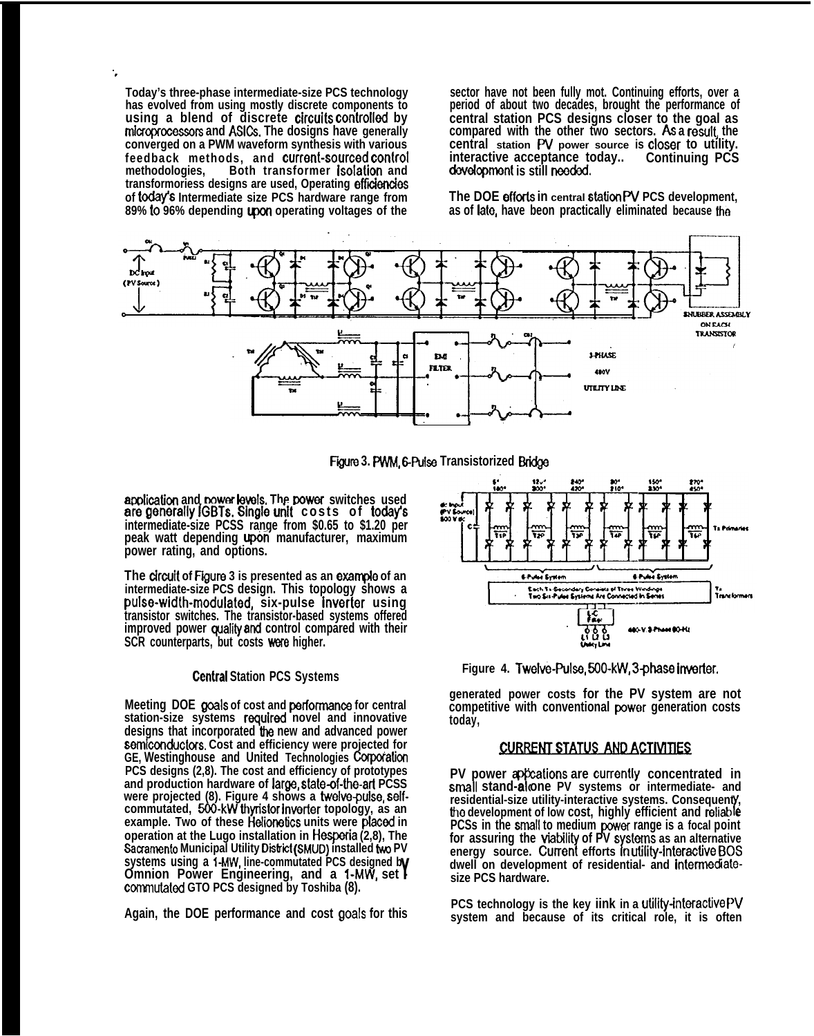Today's three-phase intermediate-size PCS technology has evolved from using mostly discrete components to using a blend of discrete circuits controlled by microprocessors and ASICs. The designs have generally converged on a PWM waveform synthesis with various feedback methods, and current-sourced control methodologies, Both transformer isolation and transformerless designs are used, Operating efficiencies of today's Intermediate size PCS hardware range from 89% to 96% depending upon operating voltages of the application and power levels. The power switches used are generally IGBTs, Single unit costs of today's intermediate-size PCSS range from $0.65 to $1.20 per peak watt depending upon manufacturer, maximum power rating, and options.

Figure 3. PWM, 6-Pulse Transistorized Bridge

The circuit of Figure 3 is presented as an example of an intermediate-size PCS design. This topology shows a pulse-width-modulated, six-pulse inverter using transistor switches. The transistor-based systems offered improved power quality and control compared with their SCR counterparts, but costs were higher.

### Central Station PCS Systems

Meeting DOE goals of cost and performance for central station-size systems required novel and innovative designs that incorporated the new and advanced power semiconductors. Cost and efficiency were projected for GE, Westinghouse and United Technologies Corporation PCS designs (2,8). The cost and efficiency of prototypes and production hardware of large, state-of-the-art PCSS were projected (8). Figure 4 shows a twelve-pulse, self-commutated, 500-kW thyristor inverter topology, as an example. Two of these Helionetics units were placed in operation at the Lugo installation in Hesperia (2,8), The Sacramento Municipal Utility District (SMUD) installed two PV systems using a 1-MW, line-commutated PCS designed by Omnion Power Engineering, and a 1-MW, self commutated GTO PCS designed by Toshiba (8).

Again, the DOE performance and cost goals for this sector have not been fully met. Continuing efforts, over a period of about two decades, brought the performance of central station PCS designs closer to the goal as compared with the other two sectors. As a result, the central station PV power source is closer to utility. interactive acceptance today.. Continuing PCS development is still needed.

The DOE efforts in central station PV PCS development, as of late, have been practically eliminated because the generated power costs for the PV system are not competitive with conventional power generation costs today,

Figure 4. Twelve-Pulse, 500-kW, 3-phase inverter.

## CURRENT STATUS AND ACTIVITIES

PV power applications are currently concentrated in small stand-alone PV systems or intermediate- and residential-size utility-interactive systems. Consequently, the development of low cost, highly efficient and reliable PCSs in the small to medium power range is a focal point for assuring the viability of PV systems as an alternative energy source. Current efforts in utility-interactive BOS dwell on development of residential- and intermediate-size PCS hardware.

PCS technology is the key link in a utility-interactive PV system and because of its critical role, it is often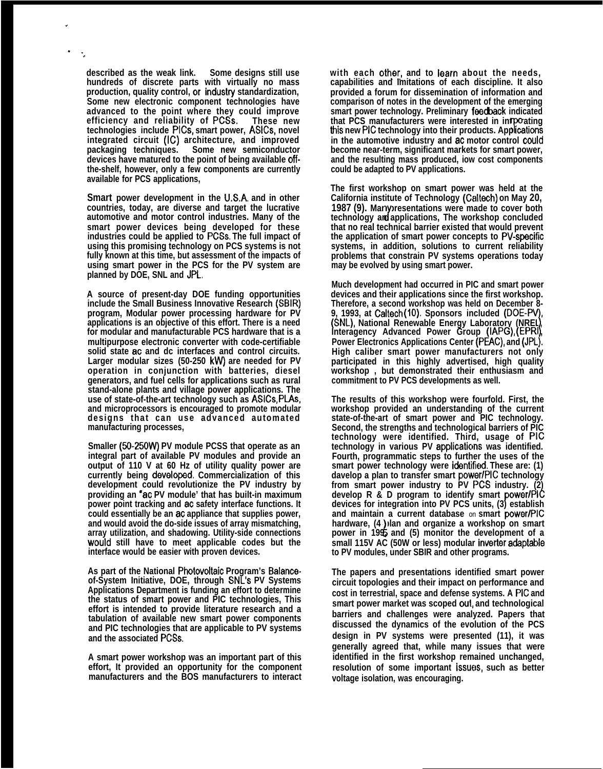described as the weak link. Some designs still use hundreds of discrete parts with virtually no mass production, quality control, or industry standardization, Some new electronic component technologies have advanced to the point where they could improve efficiency and reliability of PCSs. These new technologies include PICs, smart power, ASICs, novel integrated circuit (IC) architecture, and improved packaging techniques. Some new semiconductor devices have matured to the point of being available off-the-shelf, however, only a few components are currently available for PCS applications,

Smart power development in the U.S.A. and in other countries, today, are diverse and target the lucrative automotive and motor control industries. Many of the smart power devices being developed for these industries could be applied to PCSs. The full impact of using this promising technology on PCS systems is not fully known at this time, but assessment of the impacts of using smart power in the PCS for the PV system are planned by DOE, SNL and JPL.

A source of present-day DOE funding opportunities include the Small Business Innovative Research (SBIR) program, Modular power processing hardware for PV applications is an objective of this effort. There is a need for modular and manufacturable PCS hardware that is a multipurpose electronic converter with code-certifiable solid state ac and dc interfaces and control circuits. Larger modular sizes (50-250 kW) are needed for PV operation in conjunction with batteries, diesel generators, and fuel cells for applications such as rural stand-alone plants and village power applications. The use of state-of-the-art technology such as ASICs, PLAs, and microprocessors is encouraged to promote modular designs that can use advanced automated manufacturing processes,

Smaller (50-250W) PV module PCSS that operate as an integral part of available PV modules and provide an output of 110 V at 60 Hz of utility quality power are currently being developed. Commercialization of this development could revolutionize the PV industry by providing an "ac PV module' that has built-in maximum power point tracking and ac safety interface functions. It could essentially be an ac appliance that supplies power, and would avoid the do-side issues of array mismatching, array utilization, and shadowing. Utility-side connections would still have to meet applicable codes but the interface would be easier with proven devices.

As part of the National Photovoltaic Program's Balance-of-System Initiative, DOE, through SNL's PV Systems Applications Department is funding an effort to determine the status of smart power and PIC technologies, This effort is intended to provide literature research and a tabulation of available new smart power components and PIC technologies that are applicable to PV systems and the associated PCSs.

A smart power workshop was an important part of this effort, It provided an opportunity for the component manufacturers and the BOS manufacturers to interact with each other, and to learn about the needs, capabilities and limitations of each discipline. It also provided a forum for dissemination of information and comparison of notes in the development of the emerging smart power technology. Preliminary feedback indicated that PCS manufacturers were interested in incorporating this new PIC technology into their products. Applications in the automotive industry and ac motor control could become near-term, significant markets for smart power, and the resulting mass produced, low cost components could be adapted to PV applications.

The first workshop on smart power was held at the California institute of Technology (Caltech) on May 20, 1987 (9). Many presentations were made to cover both technology and applications, The workshop concluded that no real technical barrier existed that would prevent the application of smart power concepts to PV-specific systems, in addition, solutions to current reliability problems that constrain PV systems operations today may be evolved by using smart power.

Much development had occurred in PIC and smart power devices and their applications since the first workshop. Therefore, a second workshop was held on December 8-9, 1993, at Caltech (10). Sponsors included (DOE-PV), (SNL), National Renewable Energy Laboratory (NREL), Interagency Advanced Power Group (IAPG), (EPRI), Power Electronics Applications Center (PEAC), and (JPL). High caliber smart power manufacturers not only participated in this highly advertised, high quality workshop , but demonstrated their enthusiasm and commitment to PV PCS developments as well.

The results of this workshop were fourfold. First, the workshop provided an understanding of the current state-of-the-art of smart power and PIC technology. Second, the strengths and technological barriers of PIC technology were identified. Third, usage of PIC technology in various PV applications was identified. Fourth, programmatic steps to further the uses of the smart power technology were identified. These are: (1) davelop a plan to transfer smart power/PIC technology from smart power industry to PV PCS industry. (2) develop R & D program to identify smart power/PIC devices for integration into PV PCS units, (3) establish and maintain a current database on smart power/PIC hardware, (4) plan and organize a workshop on smart power in 1995 and (5) monitor the development of a small 115V AC (50W or less) modular inverter adaptable to PV modules, under SBIR and other programs.

The papers and presentations identified smart power circuit topologies and their impact on performance and cost in terrestrial, space and defense systems. A PIC and smart power market was scoped out, and technological barriers and challenges were analyzed. Papers that discussed the dynamics of the evolution of the PCS design in PV systems were presented (11), it was generally agreed that, while many issues that were identified in the first workshop remained unchanged, resolution of some important issues, such as better voltage isolation, was encouraging.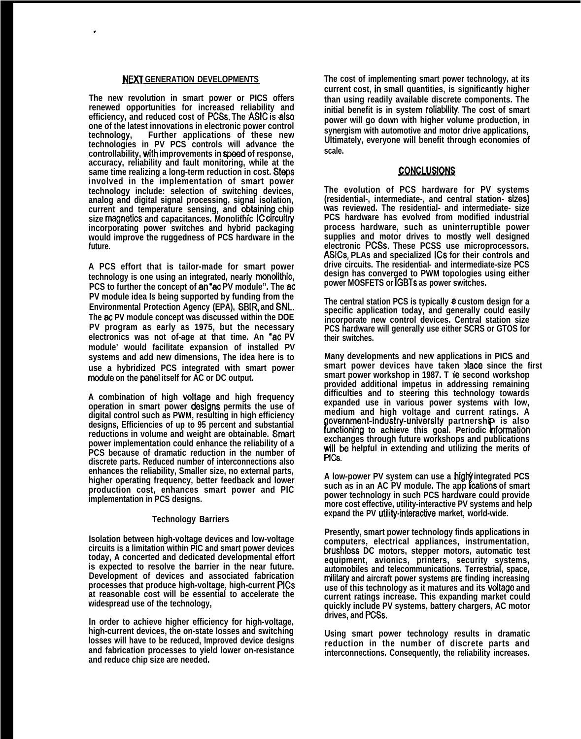## NEXT GENERATION DEVELOPMENTS

The new revolution in smart power or PICS offers renewed opportunities for increased reliability and efficiency, and reduced cost of PCSs. The ASIC is also one of the latest innovations in electronic power control technology, Further applications of these new technologies in PV PCS controls will advance the controllability, with improvements in speed of response, accuracy, reliability and fault monitoring, while at the same time realizing a long-term reduction in cost. Steps involved in the implementation of smart power technology include: selection of switching devices, analog and digital signal processing, signal isolation, current and temperature sensing, and obtaining chip size magnetics and capacitances. Monolithic IC circuitry incorporating power switches and hybrid packaging would improve the ruggedness of PCS hardware in the future.

A PCS effort that is tailor-made for smart power technology is one using an integrated, nearly monolithic, PCS to further the concept of an "ac PV module". The ac PV module idea Is being supported by funding from the Environmental Protection Agency (EPA), SBIR, and SNL. The ac PV module concept was discussed within the DOE PV program as early as 1975, but the necessary electronics was not of-age at that time. An "ac PV module' would facilitate expansion of installed PV systems and add new dimensions, The idea here is to use a hybridized PCS integrated with smart power module on the panel itself for AC or DC output.

A combination of high voltage and high frequency operation in smart power designs permits the use of digital control such as PWM, resulting in high efficiency designs, Efficiencies of up to 95 percent and substantial reductions in volume and weight are obtainable. Smart power implementation could enhance the reliability of a PCS because of dramatic reduction in the number of discrete parts. Reduced number of interconnections also enhances the reliability, Smaller size, no external parts, higher operating frequency, better feedback and lower production cost, enhances smart power and PIC implementation in PCS designs.

### Technology Barriers

Isolation between high-voltage devices and low-voltage circuits is a limitation within PIC and smart power devices today, A concerted and dedicated developmental effort is expected to resolve the barrier in the near future. Development of devices and associated fabrication processes that produce high-voltage, high-current PICs at reasonable cost will be essential to accelerate the widespread use of the technology,

In order to achieve higher efficiency for high-voltage, high-current devices, the on-state losses and switching losses will have to be reduced, Improved device designs and fabrication processes to yield lower on-resistance and reduce chip size are needed.

The cost of implementing smart power technology, at its current cost, in small quantities, is significantly higher than using readily available discrete components. The initial benefit is in system reliability. The cost of smart power will go down with higher volume production, in synergism with automotive and motor drive applications, Ultimately, everyone will benefit through economies of scale.

## CONCLUSIONS

The evolution of PCS hardware for PV systems (residential-, intermediate-, and central station- sizes) was reviewed. The residential- and intermediate- size PCS hardware has evolved from modified industrial process hardware, such as uninterruptible power supplies and motor drives to mostly well designed electronic PCSs. These PCSS use microprocessors, ASICs, PLAs and specialized ICs for their controls and drive circuits. The residential- and intermediate-size PCS design has converged to PWM topologies using either power MOSFETS or IGBTs as power switches.

The central station PCS is typically a custom design for a specific application today, and generally could easily incorporate new control devices. Central station size PCS hardware will generally use either SCRS or GTOS for their switches.

Many developments and new applications in PICS and smart power devices have taken place since the first smart power workshop in 1987. The second workshop provided additional impetus in addressing remaining difficulties and to steering this technology towards expanded use in various power systems with low, medium and high voltage and current ratings. A government-industry-university partnership is also functioning to achieve this goal. Periodic information exchanges through future workshops and publications will be helpful in extending and utilizing the merits of PICs.

A low-power PV system can use a highly integrated PCS such as in an AC PV module. The applications of smart power technology in such PCS hardware could provide more cost effective, utility-interactive PV systems and help expand the PV utility-interactive market, world-wide.

Presently, smart power technology finds applications in computers, electrical appliances, instrumentation, brushless DC motors, stepper motors, automatic test equipment, avionics, printers, security systems, automobiles and telecommunications. Terrestrial, space, military and aircraft power systems are finding increasing use of this technology as it matures and its voltage and current ratings increase. This expanding market could quickly include PV systems, battery chargers, AC motor drives, and PCSs.

Using smart power technology results in dramatic reduction in the number of discrete parts and interconnections. Consequently, the reliability increases.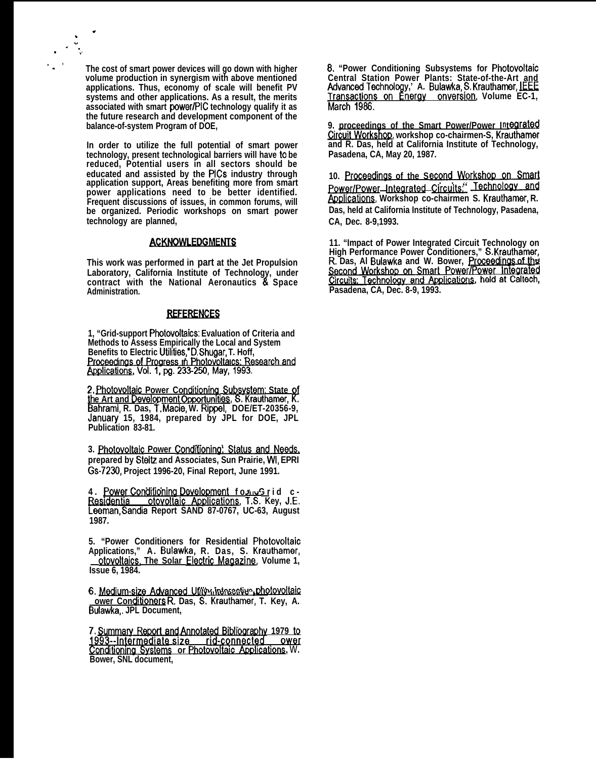The cost of smart power devices will go down with higher volume production in synergism with above mentioned applications. Thus, economy of scale will benefit PV systems and other applications. As a result, the merits associated with smart power/PIC technology qualify it as the future research and development component of the balance-of-system Program of DOE,

In order to utilize the full potential of smart power technology, present technological barriers will have to be reduced, Potential users in all sectors should be educated and assisted by the PICs industry through application support, Areas benefiting more from smart power applications need to be better identified. Frequent discussions of issues, in common forums, will be organized. Periodic workshops on smart power technology are planned,

## ACKNOWLEDGMENTS

This work was performed in part at the Jet Propulsion Laboratory, California Institute of Technology, under contract with the National Aeronautics & Space Administration.

## REFERENCES

1, "Grid-support Photovoltaics: Evaluation of Criteria and Methods to Assess Empirically the Local and System Benefits to Electric Utilities," D. Shugar, T. Hoff, Proceedings of Progress in Photovoltaics: Research and Applications, Vol. 1, pg. 233-250, May, 1993.

2. Photovoltaic Power Conditioning Subsystem: State of the Art and Development Opportunities, S. Krauthamer, K. Bahrami, R. Das, T. Macie, W. Rippel, DOE/ET-20356-9, January 15, 1984, prepared by JPL for DOE, JPL Publication 83-81.

3. Photovoltaic Power Conditioning: Status and Needs, prepared by Steitz and Associates, Sun Prairie, WI, EPRI Gs-7230, Project 1996-20, Final Report, June 1991.

4. Power Conditioning Development for Grid c- Residentia otovoltaic Applications, T.S. Key, J.E. Leeman, Sandia Report SAND 87-0767, UC-63, August 1987.

5. "Power Conditioners for Residential Photovoltaic Applications," A. Bulawka, R. Das, S. Krauthamer, otovoltaics, The Solar Electric Magazine, Volume 1, Issue 6, 1984.

6. Medium-size Advanced Utility-Interactive photovoltaic ower Conditioners R. Das, S. Krauthamer, T. Key, A. Bulawka,. JPL Document,

7. Summary Report and Annotated Bibliography 1979 to 1993--Intermediate size rid-connected ower Conditioning Systems or Photovoltaic Applications, W. Bower, SNL document,

8. "Power Conditioning Subsystems for Photovoltaic Central Station Power Plants: State-of-the-Art and Advanced Technology,' A. Bulawka, S. Krauthamer, IEEE Transactions on Energy onversion, Volume EC-1, March 1986.

9. proceedings of the Smart Power/Power Integrated Circuit Workshop, workshop co-chairmen-S, Krauthamer and R. Das, held at California Institute of Technology, Pasadena, CA, May 20, 1987.

10. Proceedings of the Second Workshop on Smart Power/Power–Integrated Circuits:" Technology and Applications, Workshop co-chairmen S. Krauthamer, R. Das, held at California Institute of Technology, Pasadena, CA, Dec. 8-9,1993.

11. "Impact of Power Integrated Circuit Technology on High Performance Power Conditioners," S. Krauthamer, R. Das, Al Bulawka and W. Bower, Proceedings of the Second Workshop on Smart Power/Power Integrated Circuits: Technology and Applications, held at Caltech, Pasadena, CA, Dec. 8-9, 1993.